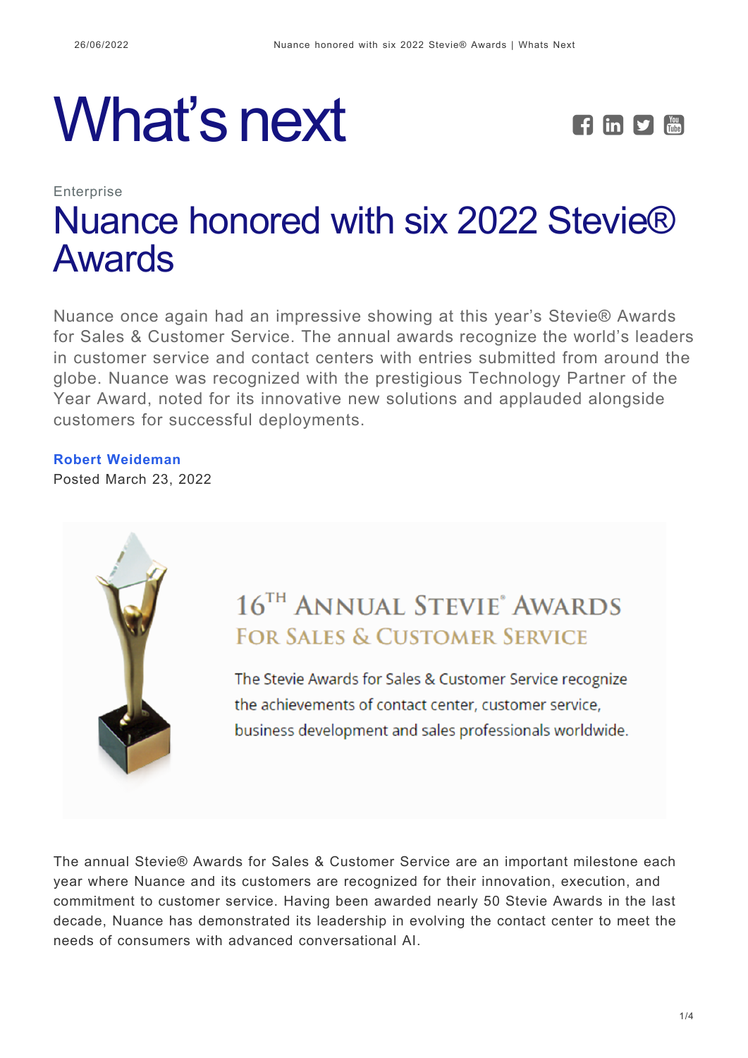# What's next

Enterprise

## Nuance honored with six 2022 Stevie® Awards

Nuance once again had an impressive showing at this year's Stevie® Awards for Sales & Customer Service. The annual awards recognize the world's leaders in customer service and contact centers with entries submitted from around the globe. Nuance was recognized with the prestigious Technology Partner of the Year Award, noted for its innovative new solutions and applauded alongside customers for successful deployments.

**Robert Weideman**
Posted March 23, 2022

16TH ANNUAL STEVIE® AWARDS
FOR SALES & CUSTOMER SERVICE

The Stevie Awards for Sales & Customer Service recognize the achievements of contact center, customer service, business development and sales professionals worldwide.

The annual Stevie® Awards for Sales & Customer Service are an important milestone each year where Nuance and its customers are recognized for their innovation, execution, and commitment to customer service. Having been awarded nearly 50 Stevie Awards in the last decade, Nuance has demonstrated its leadership in evolving the contact center to meet the needs of consumers with advanced conversational AI.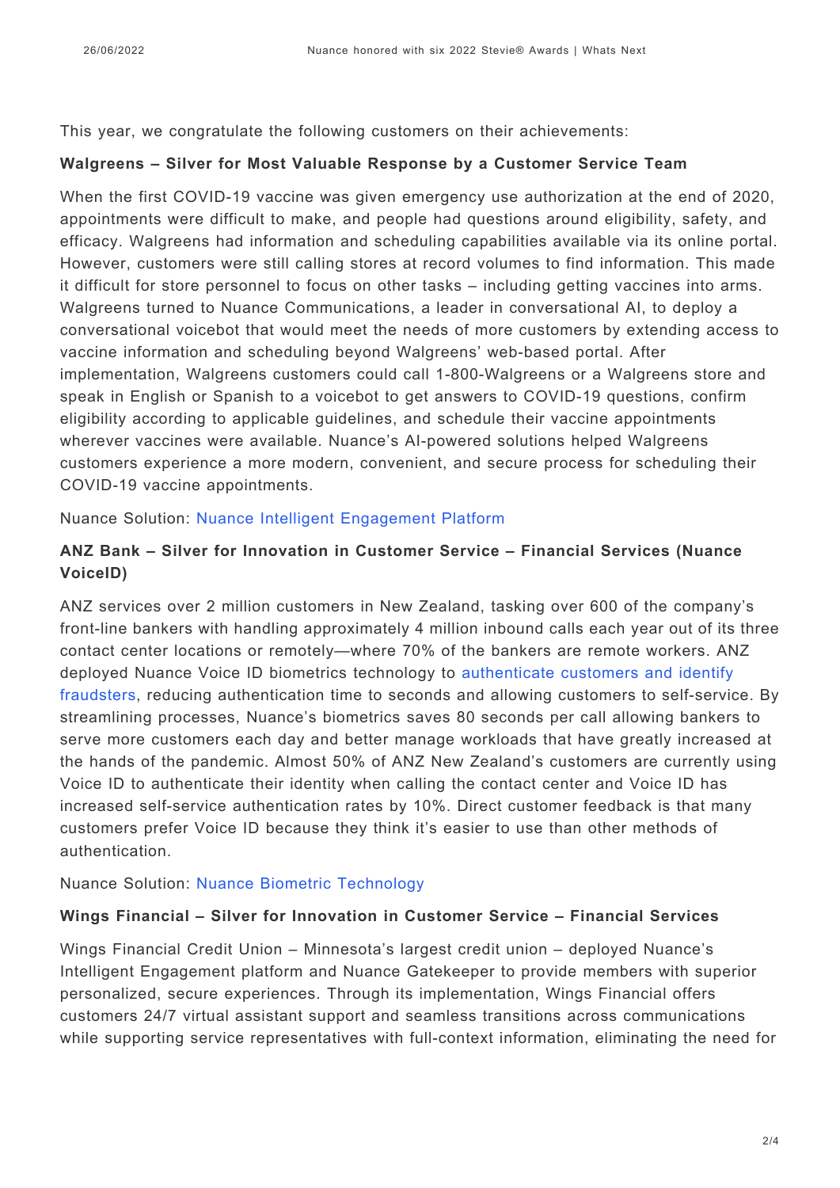This year, we congratulate the following customers on their achievements:

**Walgreens – Silver for Most Valuable Response by a Customer Service Team**

When the first COVID-19 vaccine was given emergency use authorization at the end of 2020, appointments were difficult to make, and people had questions around eligibility, safety, and efficacy. Walgreens had information and scheduling capabilities available via its online portal. However, customers were still calling stores at record volumes to find information. This made it difficult for store personnel to focus on other tasks – including getting vaccines into arms. Walgreens turned to Nuance Communications, a leader in conversational AI, to deploy a conversational voicebot that would meet the needs of more customers by extending access to vaccine information and scheduling beyond Walgreens' web-based portal. After implementation, Walgreens customers could call 1-800-Walgreens or a Walgreens store and speak in English or Spanish to a voicebot to get answers to COVID-19 questions, confirm eligibility according to applicable guidelines, and schedule their vaccine appointments wherever vaccines were available. Nuance's AI-powered solutions helped Walgreens customers experience a more modern, convenient, and secure process for scheduling their COVID-19 vaccine appointments.

Nuance Solution: Nuance Intelligent Engagement Platform

**ANZ Bank – Silver for Innovation in Customer Service – Financial Services (Nuance VoiceID)**

ANZ services over 2 million customers in New Zealand, tasking over 600 of the company's front-line bankers with handling approximately 4 million inbound calls each year out of its three contact center locations or remotely—where 70% of the bankers are remote workers. ANZ deployed Nuance Voice ID biometrics technology to authenticate customers and identify fraudsters, reducing authentication time to seconds and allowing customers to self-service. By streamlining processes, Nuance's biometrics saves 80 seconds per call allowing bankers to serve more customers each day and better manage workloads that have greatly increased at the hands of the pandemic. Almost 50% of ANZ New Zealand's customers are currently using Voice ID to authenticate their identity when calling the contact center and Voice ID has increased self-service authentication rates by 10%. Direct customer feedback is that many customers prefer Voice ID because they think it's easier to use than other methods of authentication.

Nuance Solution: Nuance Biometric Technology

**Wings Financial – Silver for Innovation in Customer Service – Financial Services**

Wings Financial Credit Union – Minnesota's largest credit union – deployed Nuance's Intelligent Engagement platform and Nuance Gatekeeper to provide members with superior personalized, secure experiences. Through its implementation, Wings Financial offers customers 24/7 virtual assistant support and seamless transitions across communications while supporting service representatives with full-context information, eliminating the need for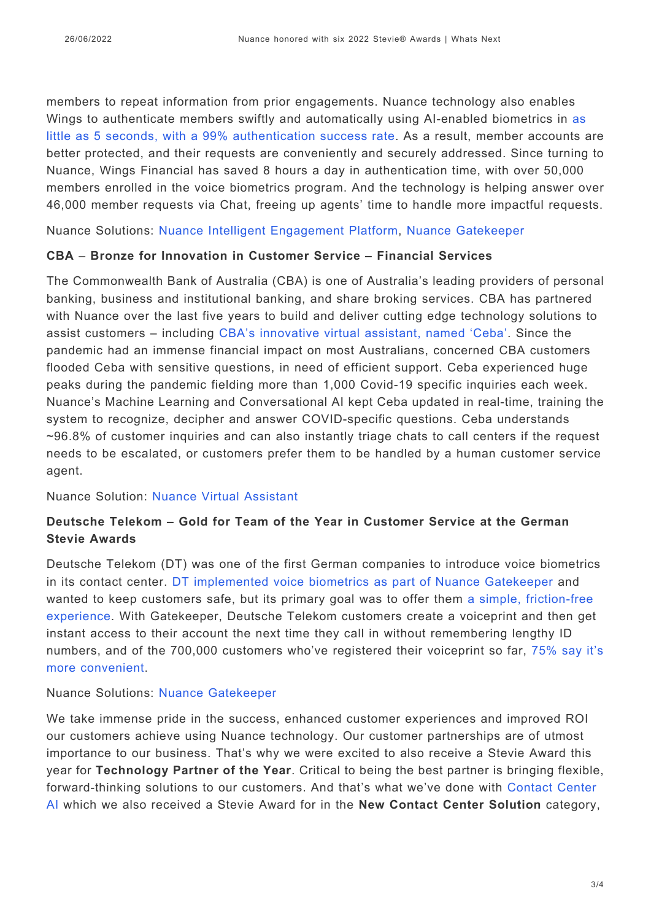members to repeat information from prior engagements. Nuance technology also enables Wings to authenticate members swiftly and automatically using AI-enabled biometrics in as little as 5 seconds, with a 99% authentication success rate. As a result, member accounts are better protected, and their requests are conveniently and securely addressed. Since turning to Nuance, Wings Financial has saved 8 hours a day in authentication time, with over 50,000 members enrolled in the voice biometrics program. And the technology is helping answer over 46,000 member requests via Chat, freeing up agents' time to handle more impactful requests.

Nuance Solutions: Nuance Intelligent Engagement Platform, Nuance Gatekeeper

**CBA – Bronze for Innovation in Customer Service – Financial Services**

The Commonwealth Bank of Australia (CBA) is one of Australia's leading providers of personal banking, business and institutional banking, and share broking services. CBA has partnered with Nuance over the last five years to build and deliver cutting edge technology solutions to assist customers – including CBA's innovative virtual assistant, named 'Ceba'. Since the pandemic had an immense financial impact on most Australians, concerned CBA customers flooded Ceba with sensitive questions, in need of efficient support. Ceba experienced huge peaks during the pandemic fielding more than 1,000 Covid-19 specific inquiries each week. Nuance's Machine Learning and Conversational AI kept Ceba updated in real-time, training the system to recognize, decipher and answer COVID-specific questions. Ceba understands ~96.8% of customer inquiries and can also instantly triage chats to call centers if the request needs to be escalated, or customers prefer them to be handled by a human customer service agent.

Nuance Solution: Nuance Virtual Assistant

**Deutsche Telekom – Gold for Team of the Year in Customer Service at the German Stevie Awards**

Deutsche Telekom (DT) was one of the first German companies to introduce voice biometrics in its contact center. DT implemented voice biometrics as part of Nuance Gatekeeper and wanted to keep customers safe, but its primary goal was to offer them a simple, friction-free experience. With Gatekeeper, Deutsche Telekom customers create a voiceprint and then get instant access to their account the next time they call in without remembering lengthy ID numbers, and of the 700,000 customers who've registered their voiceprint so far, 75% say it's more convenient.

Nuance Solutions: Nuance Gatekeeper

We take immense pride in the success, enhanced customer experiences and improved ROI our customers achieve using Nuance technology. Our customer partnerships are of utmost importance to our business. That's why we were excited to also receive a Stevie Award this year for **Technology Partner of the Year**. Critical to being the best partner is bringing flexible, forward-thinking solutions to our customers. And that's what we've done with Contact Center AI which we also received a Stevie Award for in the **New Contact Center Solution** category,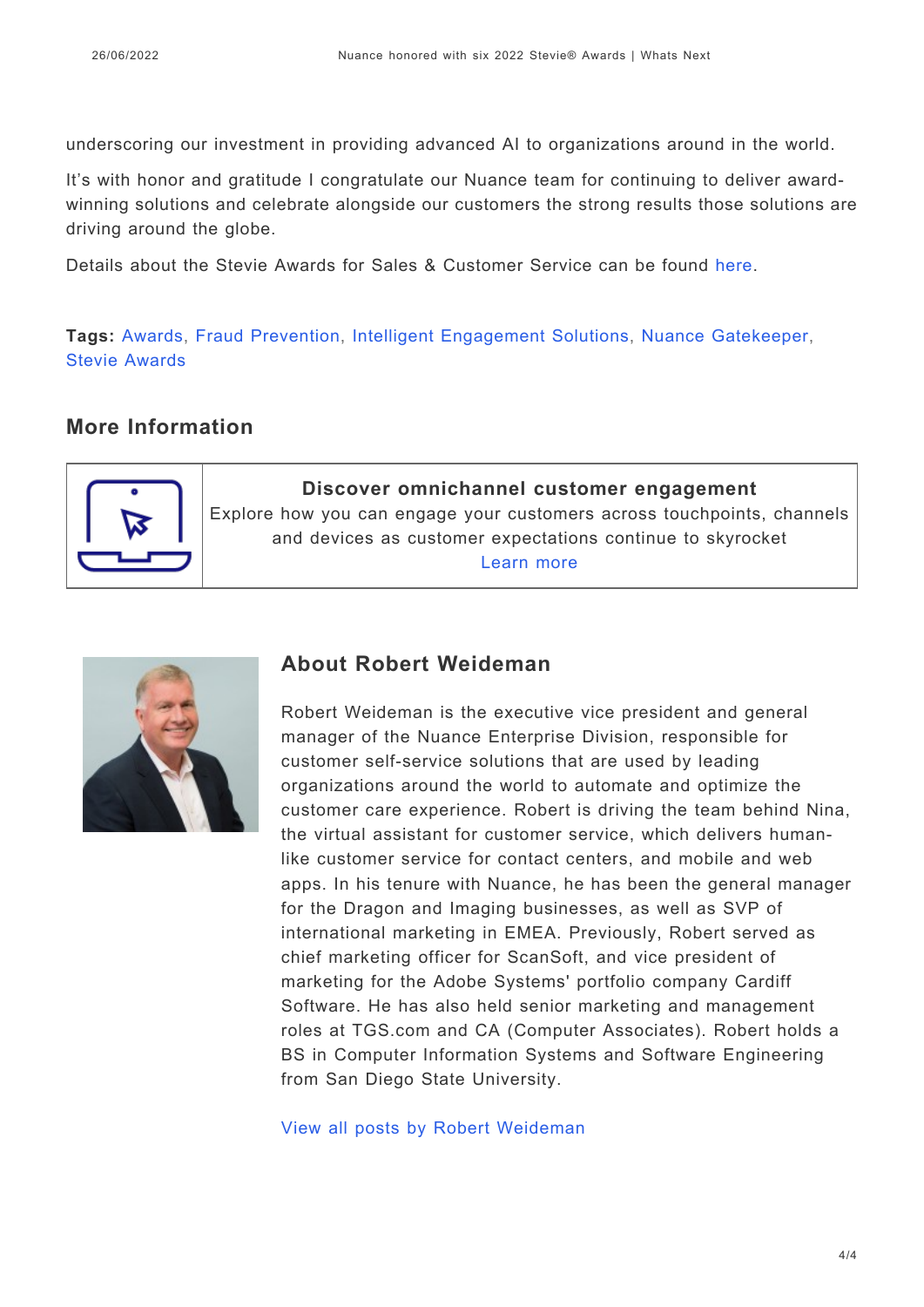underscoring our investment in providing advanced AI to organizations around in the world.

It's with honor and gratitude I congratulate our Nuance team for continuing to deliver award-winning solutions and celebrate alongside our customers the strong results those solutions are driving around the globe.

Details about the Stevie Awards for Sales & Customer Service can be found here.

**Tags:** Awards, Fraud Prevention, Intelligent Engagement Solutions, Nuance Gatekeeper, Stevie Awards

## More Information

**Discover omnichannel customer engagement**

Explore how you can engage your customers across touchpoints, channels and devices as customer expectations continue to skyrocket

Learn more

## About Robert Weideman

Robert Weideman is the executive vice president and general manager of the Nuance Enterprise Division, responsible for customer self-service solutions that are used by leading organizations around the world to automate and optimize the customer care experience. Robert is driving the team behind Nina, the virtual assistant for customer service, which delivers human-like customer service for contact centers, and mobile and web apps. In his tenure with Nuance, he has been the general manager for the Dragon and Imaging businesses, as well as SVP of international marketing in EMEA. Previously, Robert served as chief marketing officer for ScanSoft, and vice president of marketing for the Adobe Systems' portfolio company Cardiff Software. He has also held senior marketing and management roles at TGS.com and CA (Computer Associates). Robert holds a BS in Computer Information Systems and Software Engineering from San Diego State University.

View all posts by Robert Weideman